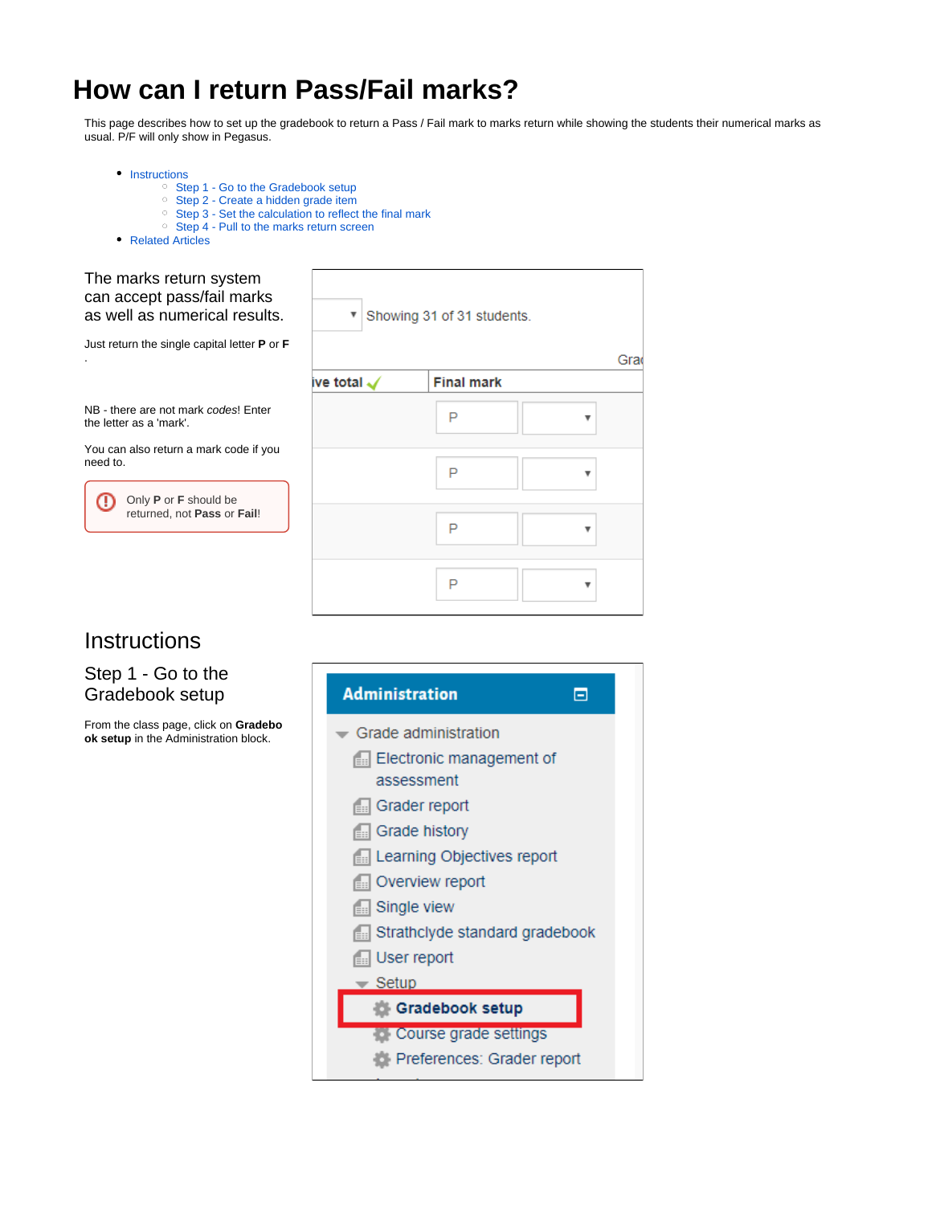# How can I return Pass/Fail marks?

This page describes how to set up the gradebook to return a Pass / Fail mark to marks return while showing the students their numerical marks as usual. P/F will only show in Pegasus.

- Instructions
  - Step 1 - Go to the Gradebook setup
  - Step 2 - Create a hidden grade item
  - Step 3 - Set the calculation to reflect the final mark
  - Step 4 - Pull to the marks return screen
- Related Articles

The marks return system can accept pass/fail marks as well as numerical results.

Just return the single capital letter **P** or **F**.

NB - there are not mark *codes*! Enter the letter as a 'mark'.

You can also return a mark code if you need to.

> Only **P** or **F** should be returned, not **Pass** or **Fail**!

## Instructions

### Step 1 - Go to the Gradebook setup

From the class page, click on **Gradebook setup** in the Administration block.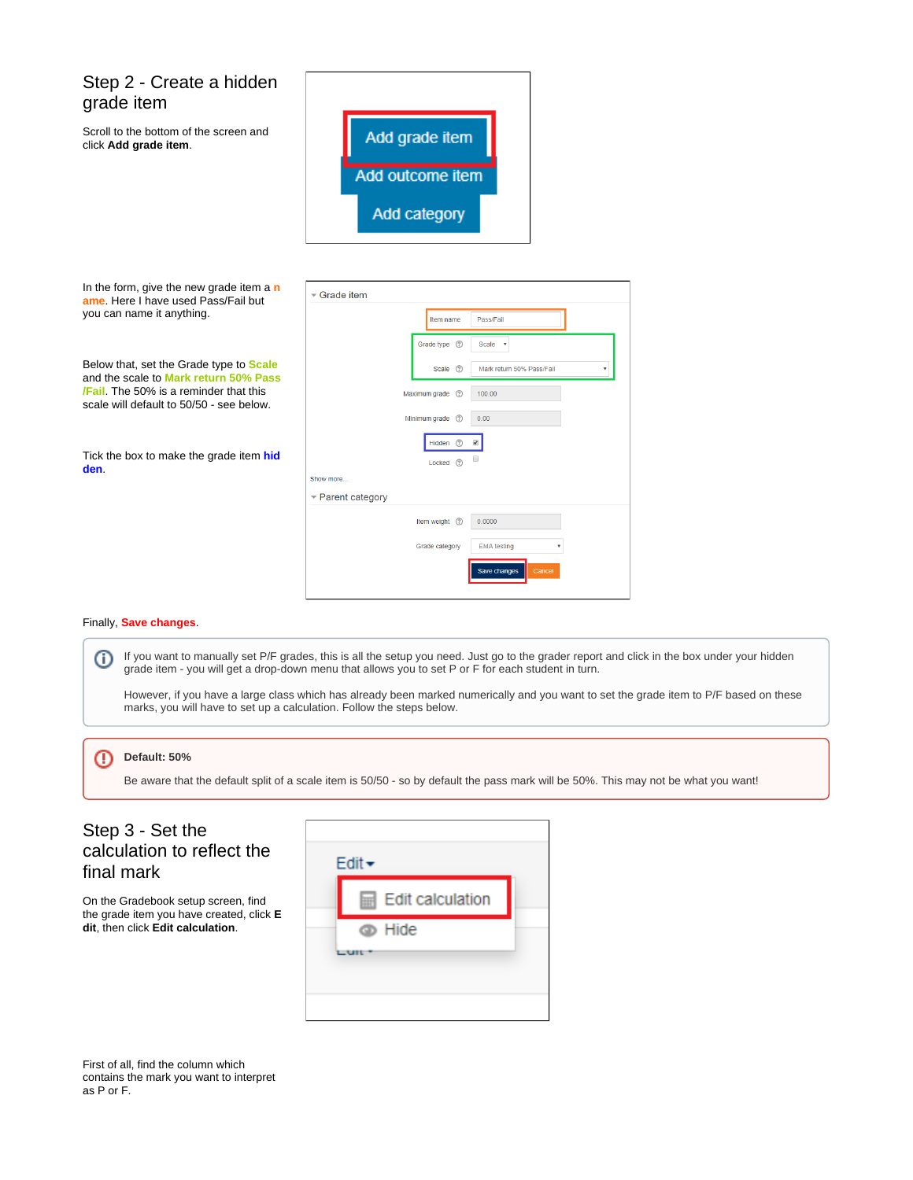## Step 2 - Create a hidden grade item

Scroll to the bottom of the screen and click **Add grade item**.

In the form, give the new grade item a name. Here I have used Pass/Fail but you can name it anything.

Below that, set the Grade type to Scale and the scale to Mark return 50% Pass/Fail. The 50% is a reminder that this scale will default to 50/50 - see below.

Tick the box to make the grade item hidden.

Finally, Save changes.

> If you want to manually set P/F grades, this is all the setup you need. Just go to the grader report and click in the box under your hidden grade item - you will get a drop-down menu that allows you to set P or F for each student in turn.
>
> However, if you have a large class which has already been marked numerically and you want to set the grade item to P/F based on these marks, you will have to set up a calculation. Follow the steps below.

> **Default: 50%**
>
> Be aware that the default split of a scale item is 50/50 - so by default the pass mark will be 50%. This may not be what you want!

## Step 3 - Set the calculation to reflect the final mark

On the Gradebook setup screen, find the grade item you have created, click **Edit**, then click **Edit calculation**.

First of all, find the column which contains the mark you want to interpret as P or F.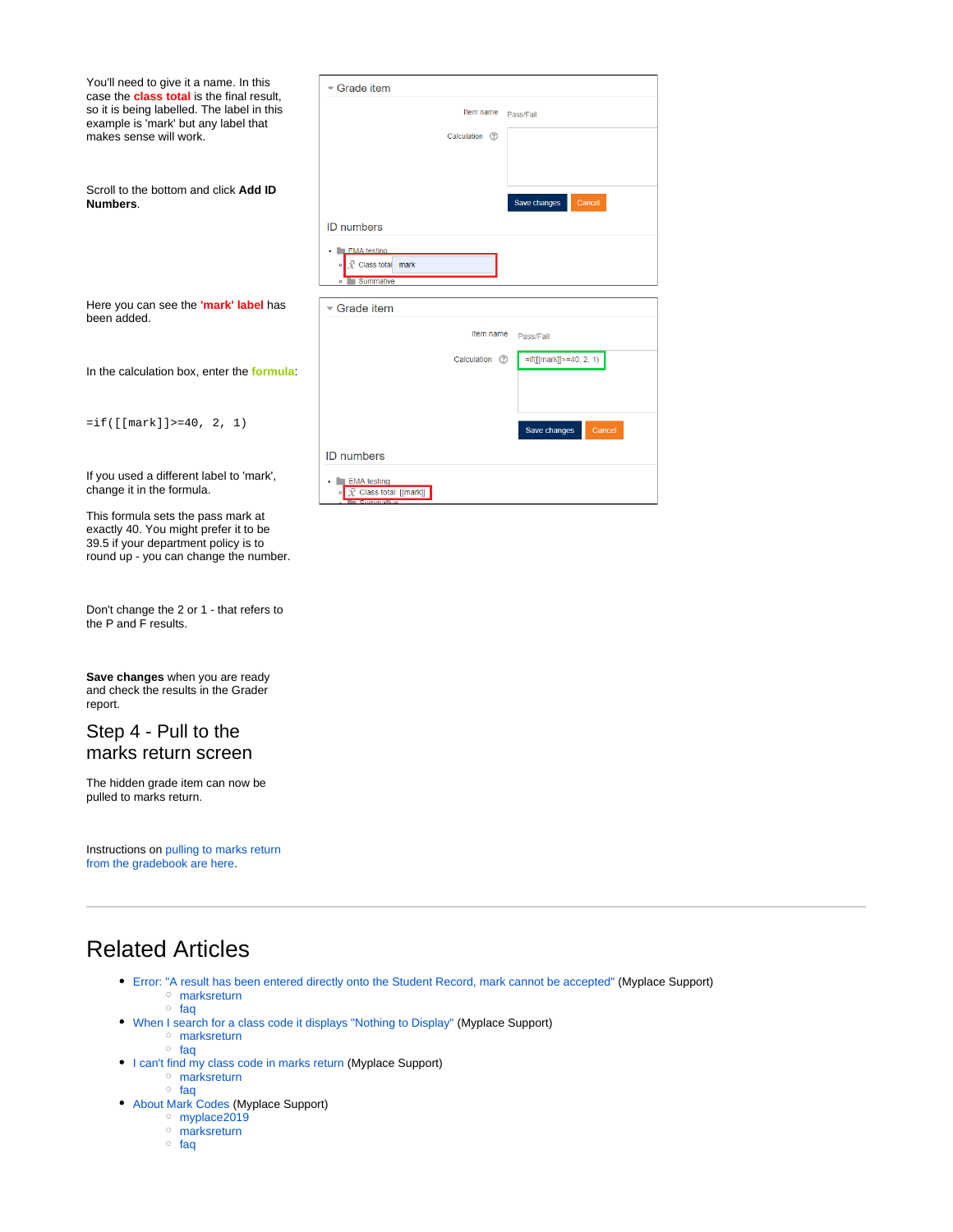You'll need to give it a name. In this case the class total is the final result, so it is being labelled. The label in this example is 'mark' but any label that makes sense will work.

Scroll to the bottom and click **Add ID Numbers**.

Here you can see the 'mark' label has been added.

In the calculation box, enter the formula:

```
=if([[mark]]>=40, 2, 1)
```

If you used a different label to 'mark', change it in the formula.

This formula sets the pass mark at exactly 40. You might prefer it to be 39.5 if your department policy is to round up - you can change the number.

Don't change the 2 or 1 - that refers to the P and F results.

**Save changes** when you are ready and check the results in the Grader report.

## Step 4 - Pull to the marks return screen

The hidden grade item can now be pulled to marks return.

Instructions on pulling to marks return from the gradebook are here.

---

# Related Articles

- Error: "A result has been entered directly onto the Student Record, mark cannot be accepted" (Myplace Support)
  - marksreturn
  - faq
- When I search for a class code it displays "Nothing to Display" (Myplace Support)
  - marksreturn
  - faq
- I can't find my class code in marks return (Myplace Support)
  - marksreturn
  - faq
- About Mark Codes (Myplace Support)
  - myplace2019
  - marksreturn
  - faq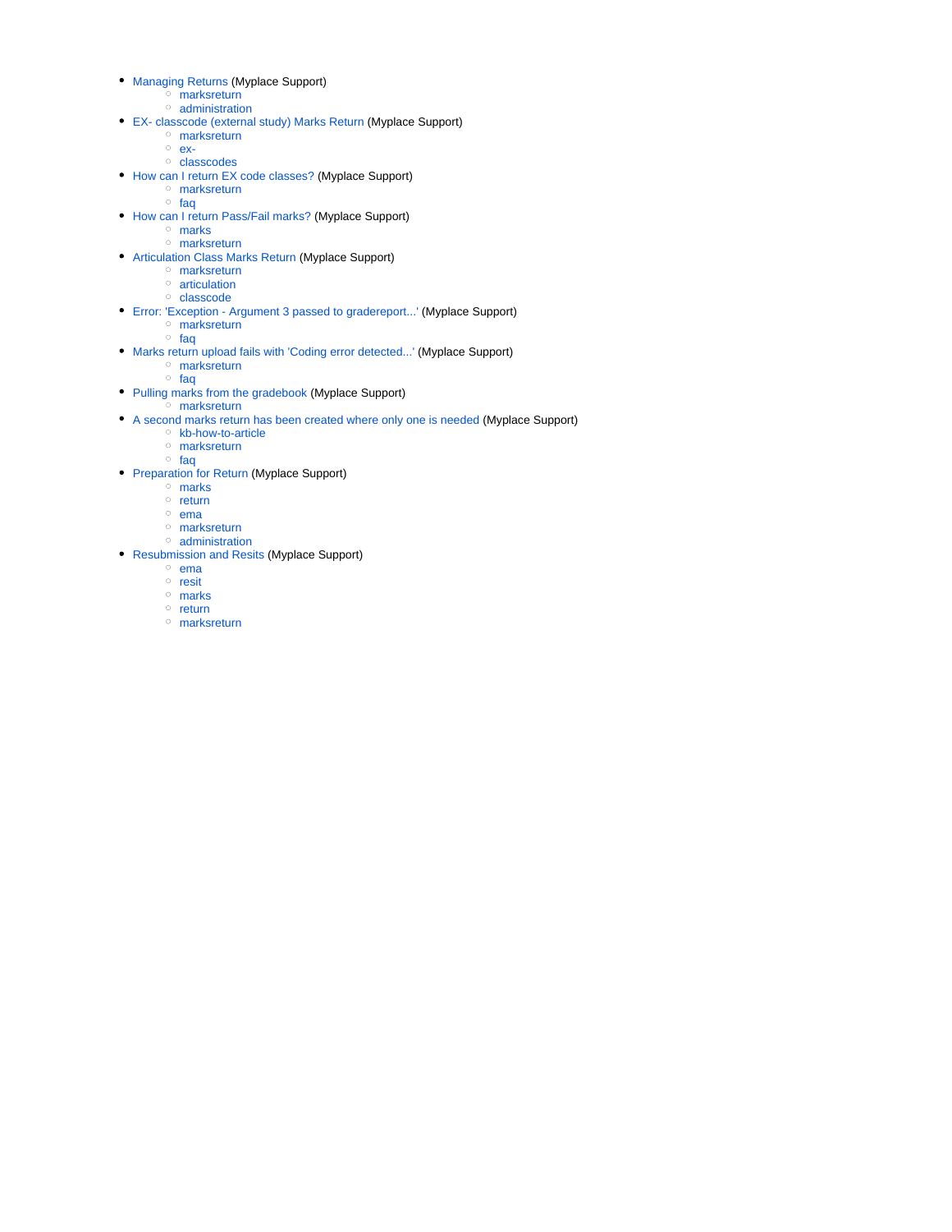- Managing Returns (Myplace Support)
  - marksreturn
  - administration
- EX- classcode (external study) Marks Return (Myplace Support)
  - marksreturn
  - ex-
  - classcodes
- How can I return EX code classes? (Myplace Support)
  - marksreturn
  - faq
- How can I return Pass/Fail marks? (Myplace Support)
  - marks
  - marksreturn
- Articulation Class Marks Return (Myplace Support)
  - marksreturn
  - articulation
  - classcode
- Error: 'Exception - Argument 3 passed to gradereport...' (Myplace Support)
  - marksreturn
  - faq
- Marks return upload fails with 'Coding error detected...' (Myplace Support)
  - marksreturn
  - faq
- Pulling marks from the gradebook (Myplace Support)
  - marksreturn
- A second marks return has been created where only one is needed (Myplace Support)
  - kb-how-to-article
  - marksreturn
  - faq
- Preparation for Return (Myplace Support)
  - marks
  - return
  - ema
  - marksreturn
  - administration
- Resubmission and Resits (Myplace Support)
  - ema
  - resit
  - marks
  - return
  - marksreturn